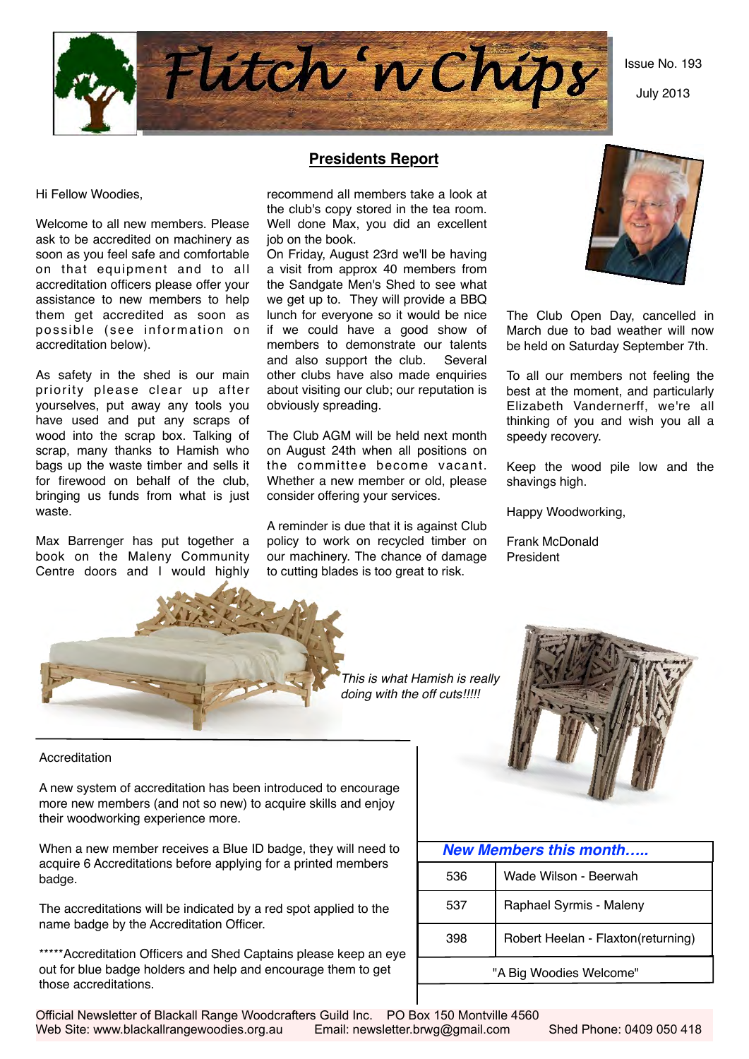# Flitch 'n Chips

Issue No. 193

July 2013

## Presidents Report

Hi Fellow Woodies,

Welcome to all new members. Please ask to be accredited on machinery as soon as you feel safe and comfortable on that equipment and to all accreditation officers please offer your assistance to new members to help them get accredited as soon as possible (see information on accreditation below).

As safety in the shed is our main priority please clear up after yourselves, put away any tools you have used and put any scraps of wood into the scrap box. Talking of scrap, many thanks to Hamish who bags up the waste timber and sells it for firewood on behalf of the club, bringing us funds from what is just waste.

Max Barrenger has put together a book on the Maleny Community Centre doors and I would highly recommend all members take a look at the club's copy stored in the tea room. Well done Max, you did an excellent job on the book.

On Friday, August 23rd we'll be having a visit from approx 40 members from the Sandgate Men's Shed to see what we get up to. They will provide a BBQ lunch for everyone so it would be nice if we could have a good show of members to demonstrate our talents and also support the club. Several other clubs have also made enquiries about visiting our club; our reputation is obviously spreading.

The Club AGM will be held next month on August 24th when all positions on the committee become vacant. Whether a new member or old, please consider offering your services.

A reminder is due that it is against Club policy to work on recycled timber on our machinery. The chance of damage to cutting blades is too great to risk.

The Club Open Day, cancelled in March due to bad weather will now be held on Saturday September 7th.

To all our members not feeling the best at the moment, and particularly Elizabeth Vandernerff, we're all thinking of you and wish you all a speedy recovery.

Keep the wood pile low and the shavings high.

Happy Woodworking,

Frank McDonald
President

*This is what Hamish is really doing with the off cuts!!!!!*

Accreditation

A new system of accreditation has been introduced to encourage more new members (and not so new) to acquire skills and enjoy their woodworking experience more.

When a new member receives a Blue ID badge, they will need to acquire 6 Accreditations before applying for a printed members badge.

The accreditations will be indicated by a red spot applied to the name badge by the Accreditation Officer.

*****Accreditation Officers and Shed Captains please keep an eye out for blue badge holders and help and encourage them to get those accreditations.

| ***New Members this month…..*** | |
|---|---|
| 536 | Wade Wilson - Beerwah |
| 537 | Raphael Syrmis - Maleny |
| 398 | Robert Heelan - Flaxton(returning) |
| "A Big Woodies Welcome" | |

Official Newsletter of Blackall Range Woodcrafters Guild Inc. PO Box 150 Montville 4560
Web Site: www.blackallrangewoodies.org.au Email: newsletter.brwg@gmail.com Shed Phone: 0409 050 418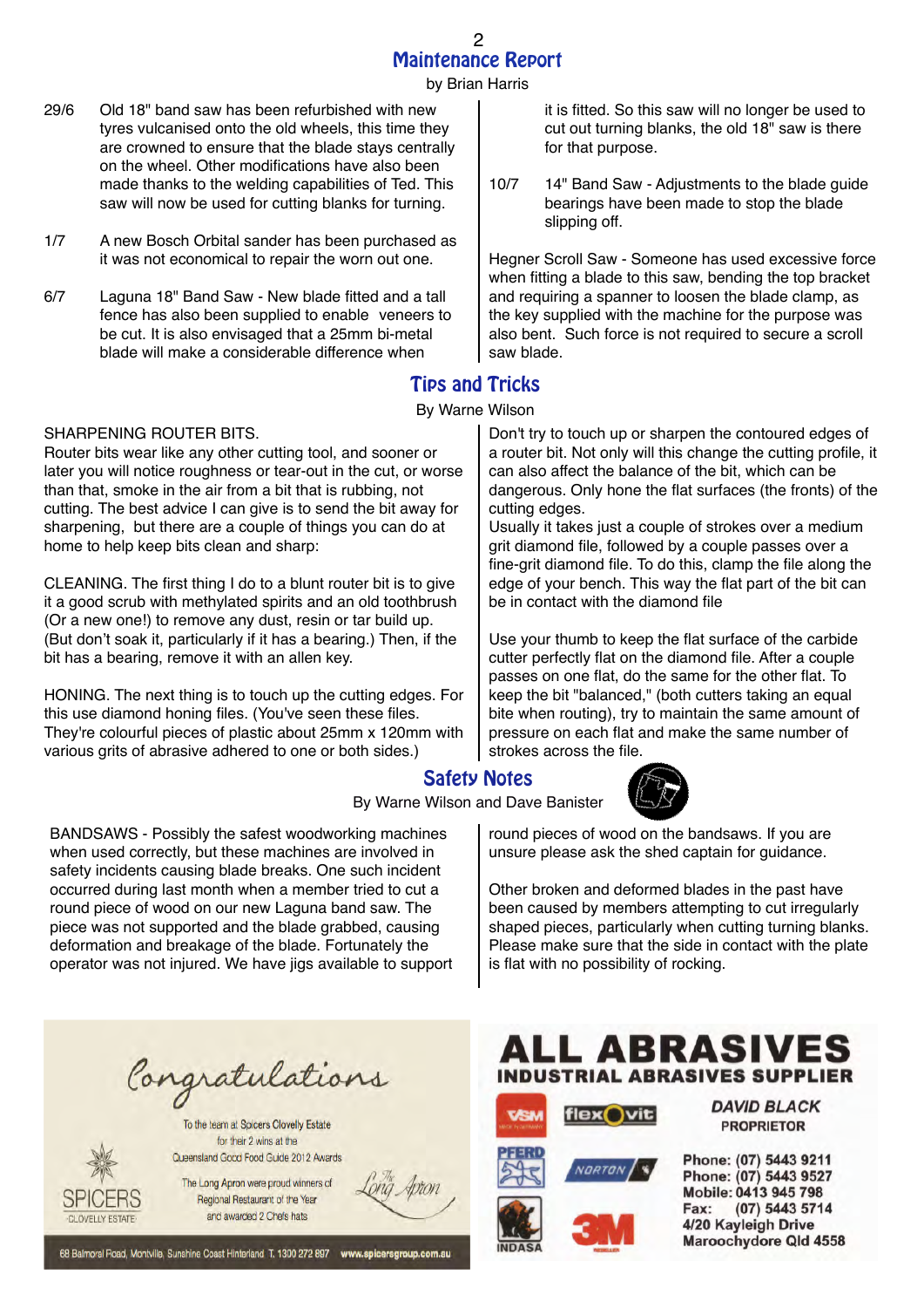## Maintenance Report

by Brian Harris

29/6 Old 18" band saw has been refurbished with new tyres vulcanised onto the old wheels, this time they are crowned to ensure that the blade stays centrally on the wheel. Other modifications have also been made thanks to the welding capabilities of Ted. This saw will now be used for cutting blanks for turning.

1/7 A new Bosch Orbital sander has been purchased as it was not economical to repair the worn out one.

6/7 Laguna 18" Band Saw - New blade fitted and a tall fence has also been supplied to enable veneers to be cut. It is also envisaged that a 25mm bi-metal blade will make a considerable difference when it is fitted. So this saw will no longer be used to cut out turning blanks, the old 18" saw is there for that purpose.

10/7 14" Band Saw - Adjustments to the blade guide bearings have been made to stop the blade slipping off.

Hegner Scroll Saw - Someone has used excessive force when fitting a blade to this saw, bending the top bracket and requiring a spanner to loosen the blade clamp, as the key supplied with the machine for the purpose was also bent. Such force is not required to secure a scroll saw blade.

## Tips and Tricks

By Warne Wilson

SHARPENING ROUTER BITS.
Router bits wear like any other cutting tool, and sooner or later you will notice roughness or tear-out in the cut, or worse than that, smoke in the air from a bit that is rubbing, not cutting. The best advice I can give is to send the bit away for sharpening, but there are a couple of things you can do at home to help keep bits clean and sharp:

CLEANING. The first thing I do to a blunt router bit is to give it a good scrub with methylated spirits and an old toothbrush (Or a new one!) to remove any dust, resin or tar build up. (But don't soak it, particularly if it has a bearing.) Then, if the bit has a bearing, remove it with an allen key.

HONING. The next thing is to touch up the cutting edges. For this use diamond honing files. (You've seen these files. They're colourful pieces of plastic about 25mm x 120mm with various grits of abrasive adhered to one or both sides.)

Don't try to touch up or sharpen the contoured edges of a router bit. Not only will this change the cutting profile, it can also affect the balance of the bit, which can be dangerous. Only hone the flat surfaces (the fronts) of the cutting edges.
Usually it takes just a couple of strokes over a medium grit diamond file, followed by a couple passes over a fine-grit diamond file. To do this, clamp the file along the edge of your bench. This way the flat part of the bit can be in contact with the diamond file

Use your thumb to keep the flat surface of the carbide cutter perfectly flat on the diamond file. After a couple passes on one flat, do the same for the other flat. To keep the bit "balanced," (both cutters taking an equal bite when routing), try to maintain the same amount of pressure on each flat and make the same number of strokes across the file.

## Safety Notes

By Warne Wilson and Dave Banister

BANDSAWS - Possibly the safest woodworking machines when used correctly, but these machines are involved in safety incidents causing blade breaks. One such incident occurred during last month when a member tried to cut a round piece of wood on our new Laguna band saw. The piece was not supported and the blade grabbed, causing deformation and breakage of the blade. Fortunately the operator was not injured. We have jigs available to support round pieces of wood on the bandsaws. If you are unsure please ask the shed captain for guidance.

Other broken and deformed blades in the past have been caused by members attempting to cut irregularly shaped pieces, particularly when cutting turning blanks. Please make sure that the side in contact with the plate is flat with no possibility of rocking.

*Congratulations*

To the team at Spicers Clovelly Estate for their 2 wins at the Queensland Good Food Guide 2012 Awards

The Long Apron were proud winners of Regional Restaurant of the Year and awarded 2 Chefs hats

SPICERS CLOVELLY ESTATE

The Long Apron

68 Balmoral Road, Montville, Sunshine Coast Hinterland T. 1300 272 897 www.spicersgroup.com.au

**ALL ABRASIVES**
**INDUSTRIAL ABRASIVES SUPPLIER**

VSM · flexOvit · PFERD · NORTON · INDASA · 3M

*DAVID BLACK*
**PROPRIETOR**

**Phone: (07) 5443 9211**
**Phone: (07) 5443 9527**
**Mobile: 0413 945 798**
**Fax: (07) 5443 5714**
**4/20 Kayleigh Drive**
**Maroochydore Qld 4558**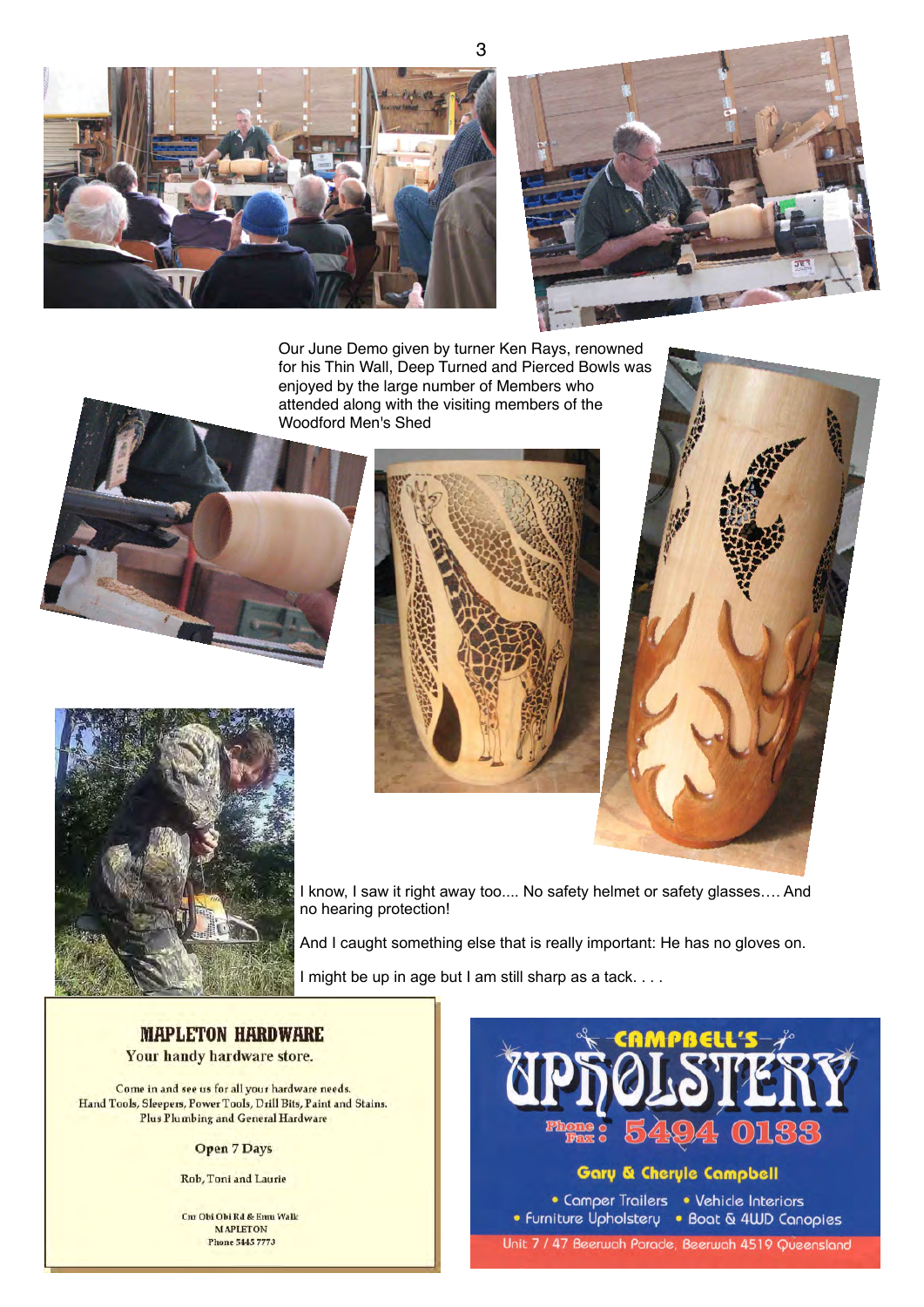Our June Demo given by turner Ken Rays, renowned for his Thin Wall, Deep Turned and Pierced Bowls was enjoyed by the large number of Members who attended along with the visiting members of the Woodford Men's Shed

I know, I saw it right away too.... No safety helmet or safety glasses…. And no hearing protection!

And I caught something else that is really important: He has no gloves on.

I might be up in age but I am still sharp as a tack. . . .

## MAPLETON HARDWARE

Your handy hardware store.

Come in and see us for all your hardware needs.
Hand Tools, Sleepers, Power Tools, Drill Bits, Paint and Stains.
Plus Plumbing and General Hardware

Open 7 Days

Rob, Toni and Laurie

Cnr Obi Obi Rd & Emu Walk
MAPLETON
Phone 5445 7773

## CAMPBELL'S UPHOLSTERY

Phone / Fax: 5494 0133

Gary & Cheryle Campbell

- Camper Trailers
- Vehicle Interiors
- Furniture Upholstery
- Boat & 4WD Canopies

Unit 7 / 47 Beerwah Parade, Beerwah 4519 Queensland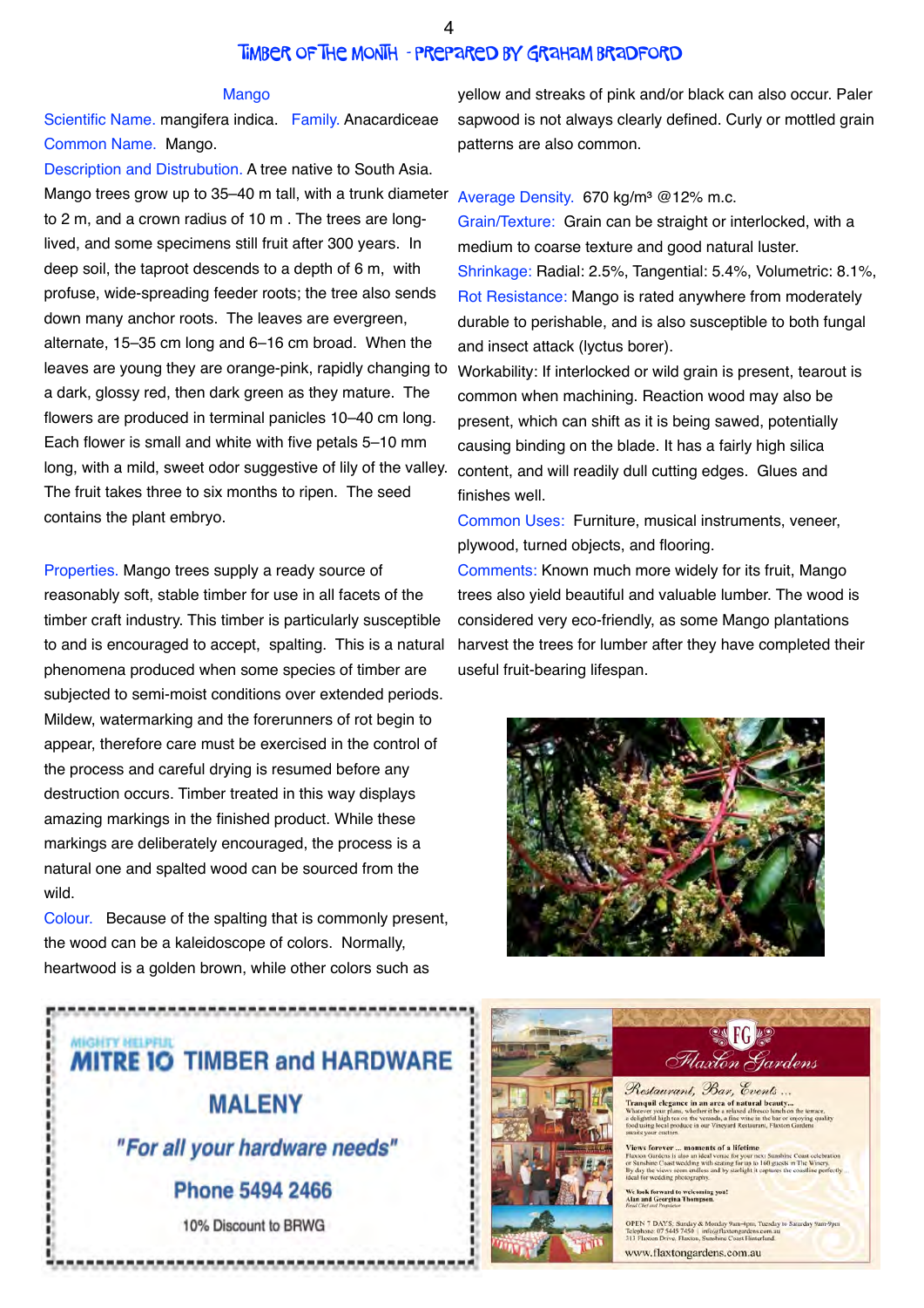# Timber of The Month - Prepared by Graham Bradford

## Mango

**Scientific Name.** mangifera indica. **Family.** Anacardiceae

**Common Name.** Mango.

**Description and Distrubution.** A tree native to South Asia. Mango trees grow up to 35–40 m tall, with a trunk diameter to 2 m, and a crown radius of 10 m . The trees are long-lived, and some specimens still fruit after 300 years. In deep soil, the taproot descends to a depth of 6 m, with profuse, wide-spreading feeder roots; the tree also sends down many anchor roots. The leaves are evergreen, alternate, 15–35 cm long and 6–16 cm broad. When the leaves are young they are orange-pink, rapidly changing to a dark, glossy red, then dark green as they mature. The flowers are produced in terminal panicles 10–40 cm long. Each flower is small and white with five petals 5–10 mm long, with a mild, sweet odor suggestive of lily of the valley. The fruit takes three to six months to ripen. The seed contains the plant embryo.

**Properties.** Mango trees supply a ready source of reasonably soft, stable timber for use in all facets of the timber craft industry. This timber is particularly susceptible to and is encouraged to accept, spalting. This is a natural phenomena produced when some species of timber are subjected to semi-moist conditions over extended periods. Mildew, watermarking and the forerunners of rot begin to appear, therefore care must be exercised in the control of the process and careful drying is resumed before any destruction occurs. Timber treated in this way displays amazing markings in the finished product. While these markings are deliberately encouraged, the process is a natural one and spalted wood can be sourced from the wild.

**Colour.** Because of the spalting that is commonly present, the wood can be a kaleidoscope of colors. Normally, heartwood is a golden brown, while other colors such as yellow and streaks of pink and/or black can also occur. Paler sapwood is not always clearly defined. Curly or mottled grain patterns are also common.

**Average Density.** 670 kg/m³ @12% m.c.

**Grain/Texture:** Grain can be straight or interlocked, with a medium to coarse texture and good natural luster.

**Shrinkage:** Radial: 2.5%, Tangential: 5.4%, Volumetric: 8.1%,

**Rot Resistance:** Mango is rated anywhere from moderately durable to perishable, and is also susceptible to both fungal and insect attack (lyctus borer).

Workability: If interlocked or wild grain is present, tearout is common when machining. Reaction wood may also be present, which can shift as it is being sawed, potentially causing binding on the blade. It has a fairly high silica content, and will readily dull cutting edges. Glues and finishes well.

**Common Uses:** Furniture, musical instruments, veneer, plywood, turned objects, and flooring.

**Comments:** Known much more widely for its fruit, Mango trees also yield beautiful and valuable lumber. The wood is considered very eco-friendly, as some Mango plantations harvest the trees for lumber after they have completed their useful fruit-bearing lifespan.

---

MIGHTY HELPFUL
**MITRE 10 TIMBER and HARDWARE**
**MALENY**
**"For all your hardware needs"**
**Phone 5494 2466**
10% Discount to BRWG

---

**FG Flaxton Gardens**

*Restaurant, Bar, Events ...*

**Tranquil elegance in an area of natural beauty...**
Whatever your plans, whether it be a relaxed alfresco lunch on the terrace, a delightful high tea on the veranda, a fine wine in the bar or enjoying quality food using local produce in our Vineyard Restaurant, Flaxton Gardens awaits your custom.

**Views forever ... moments of a lifetime**
Flaxton Gardens is also an ideal venue for your next Sunshine Coast celebration or Sunshine Coast wedding with seating for up to 160 guests in The Winery. By day the views seem endless and by starlight it captures the coastline perfectly ... ideal for wedding photography.

**We look forward to welcoming you!**
**Alan and Georgina Thompson**
Head Chef and Proprietor

OPEN 7 DAYS: Sunday & Monday 9am-4pm, Tuesday to Saturday 9am-9pm
Telephone: 07 5445 7450 | info@flaxtongardens.com.au
313 Flaxton Drive, Flaxton, Sunshine Coast Hinterland

www.flaxtongardens.com.au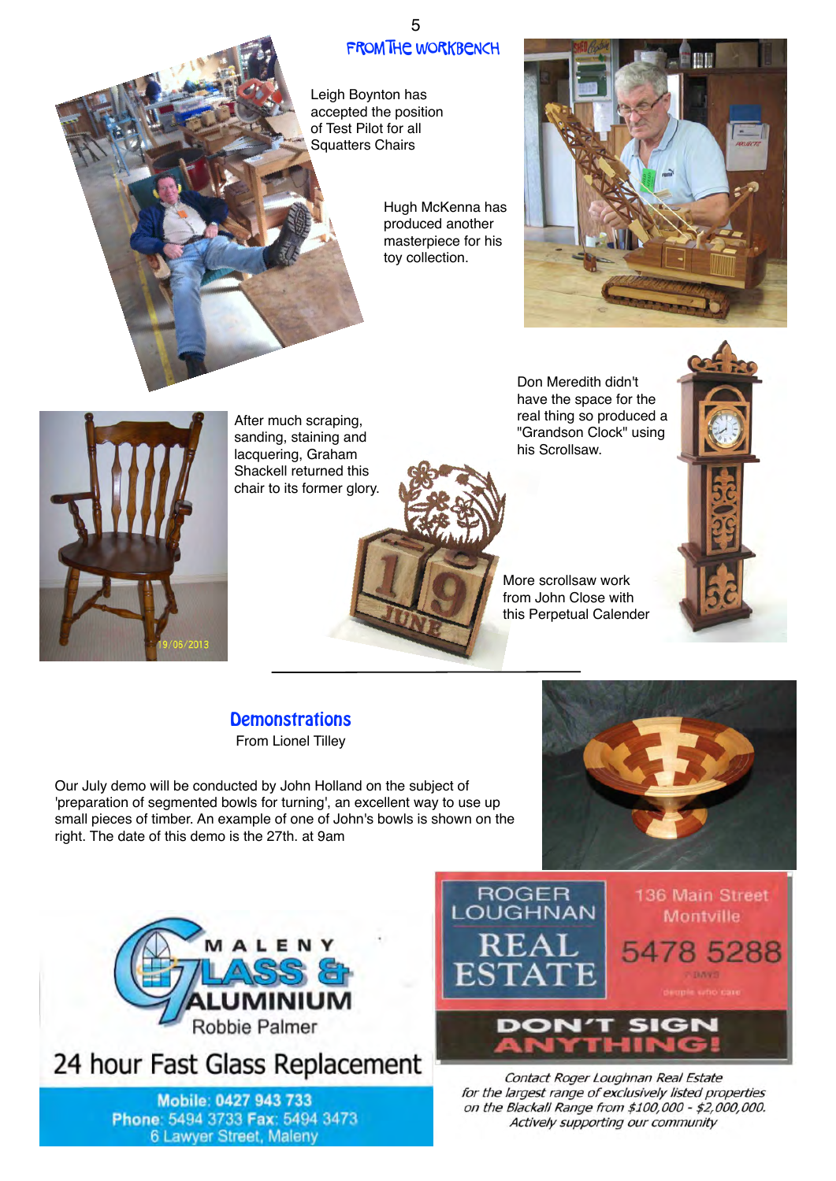## From The Workbench

Leigh Boynton has accepted the position of Test Pilot for all Squatters Chairs

Hugh McKenna has produced another masterpiece for his toy collection.

After much scraping, sanding, staining and lacquering, Graham Shackell returned this chair to its former glory.

Don Meredith didn't have the space for the real thing so produced a "Grandson Clock" using his Scrollsaw.

More scrollsaw work from John Close with this Perpetual Calender

---

## Demonstrations

From Lionel Tilley

Our July demo will be conducted by John Holland on the subject of 'preparation of segmented bowls for turning', an excellent way to use up small pieces of timber. An example of one of John's bowls is shown on the right. The date of this demo is the 27th. at 9am

---

**MALENY GLASS & ALUMINIUM**
Robbie Palmer

**24 hour Fast Glass Replacement**

Mobile: 0427 943 733
Phone: 5494 3733 Fax: 5494 3473
6 Lawyer Street, Maleny

---

**ROGER LOUGHNAN REAL ESTATE**
136 Main Street
Montville
5478 5288

**DON'T SIGN ANYTHING!**

*Contact Roger Loughnan Real Estate for the largest range of exclusively listed properties on the Blackall Range from $100,000 - $2,000,000. Actively supporting our community*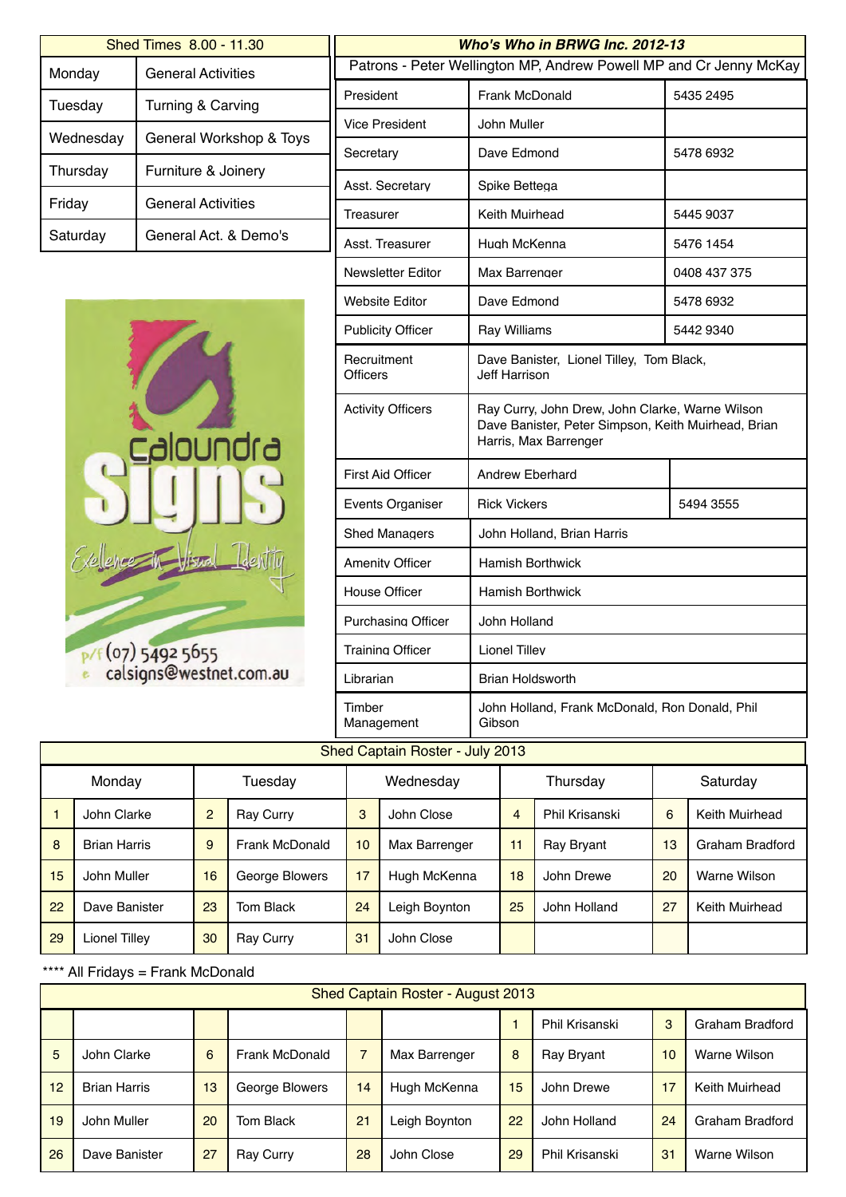| Shed Times 8.00 - 11.30 | |
|---|---|
| Monday | General Activities |
| Tuesday | Turning & Carving |
| Wednesday | General Workshop & Toys |
| Thursday | Furniture & Joinery |
| Friday | General Activities |
| Saturday | General Act. & Demo's |

Caloundra Signs
Excellence in Visual Identity
p/f (07) 5492 5655
e calsigns@westnet.com.au

***Who's Who in BRWG Inc. 2012-13***

Patrons - Peter Wellington MP, Andrew Powell MP and Cr Jenny McKay

| | | |
|---|---|---|
| President | Frank McDonald | 5435 2495 |
| Vice President | John Muller | |
| Secretary | Dave Edmond | 5478 6932 |
| Asst. Secretary | Spike Bettega | |
| Treasurer | Keith Muirhead | 5445 9037 |
| Asst. Treasurer | Hugh McKenna | 5476 1454 |
| Newsletter Editor | Max Barrenger | 0408 437 375 |
| Website Editor | Dave Edmond | 5478 6932 |
| Publicity Officer | Ray Williams | 5442 9340 |
| Recruitment Officers | Dave Banister, Lionel Tilley, Tom Black, Jeff Harrison | |
| Activity Officers | Ray Curry, John Drew, John Clarke, Warne Wilson Dave Banister, Peter Simpson, Keith Muirhead, Brian Harris, Max Barrenger | |
| First Aid Officer | Andrew Eberhard | |
| Events Organiser | Rick Vickers | 5494 3555 |
| Shed Managers | John Holland, Brian Harris | |
| Amenity Officer | Hamish Borthwick | |
| House Officer | Hamish Borthwick | |
| Purchasing Officer | John Holland | |
| Training Officer | Lionel Tilley | |
| Librarian | Brian Holdsworth | |
| Timber Management | John Holland, Frank McDonald, Ron Donald, Phil Gibson | |

**Shed Captain Roster - July 2013**

| Monday | | Tuesday | | Wednesday | | Thursday | | Saturday | |
|---|---|---|---|---|---|---|---|---|---|
| 1 | John Clarke | 2 | Ray Curry | 3 | John Close | 4 | Phil Krisanski | 6 | Keith Muirhead |
| 8 | Brian Harris | 9 | Frank McDonald | 10 | Max Barrenger | 11 | Ray Bryant | 13 | Graham Bradford |
| 15 | John Muller | 16 | George Blowers | 17 | Hugh McKenna | 18 | John Drewe | 20 | Warne Wilson |
| 22 | Dave Banister | 23 | Tom Black | 24 | Leigh Boynton | 25 | John Holland | 27 | Keith Muirhead |
| 29 | Lionel Tilley | 30 | Ray Curry | 31 | John Close | | | | |

**** All Fridays = Frank McDonald

**Shed Captain Roster - August 2013**

| | | | | | | | | | |
|---|---|---|---|---|---|---|---|---|---|
| | | | | | | 1 | Phil Krisanski | 3 | Graham Bradford |
| 5 | John Clarke | 6 | Frank McDonald | 7 | Max Barrenger | 8 | Ray Bryant | 10 | Warne Wilson |
| 12 | Brian Harris | 13 | George Blowers | 14 | Hugh McKenna | 15 | John Drewe | 17 | Keith Muirhead |
| 19 | John Muller | 20 | Tom Black | 21 | Leigh Boynton | 22 | John Holland | 24 | Graham Bradford |
| 26 | Dave Banister | 27 | Ray Curry | 28 | John Close | 29 | Phil Krisanski | 31 | Warne Wilson |